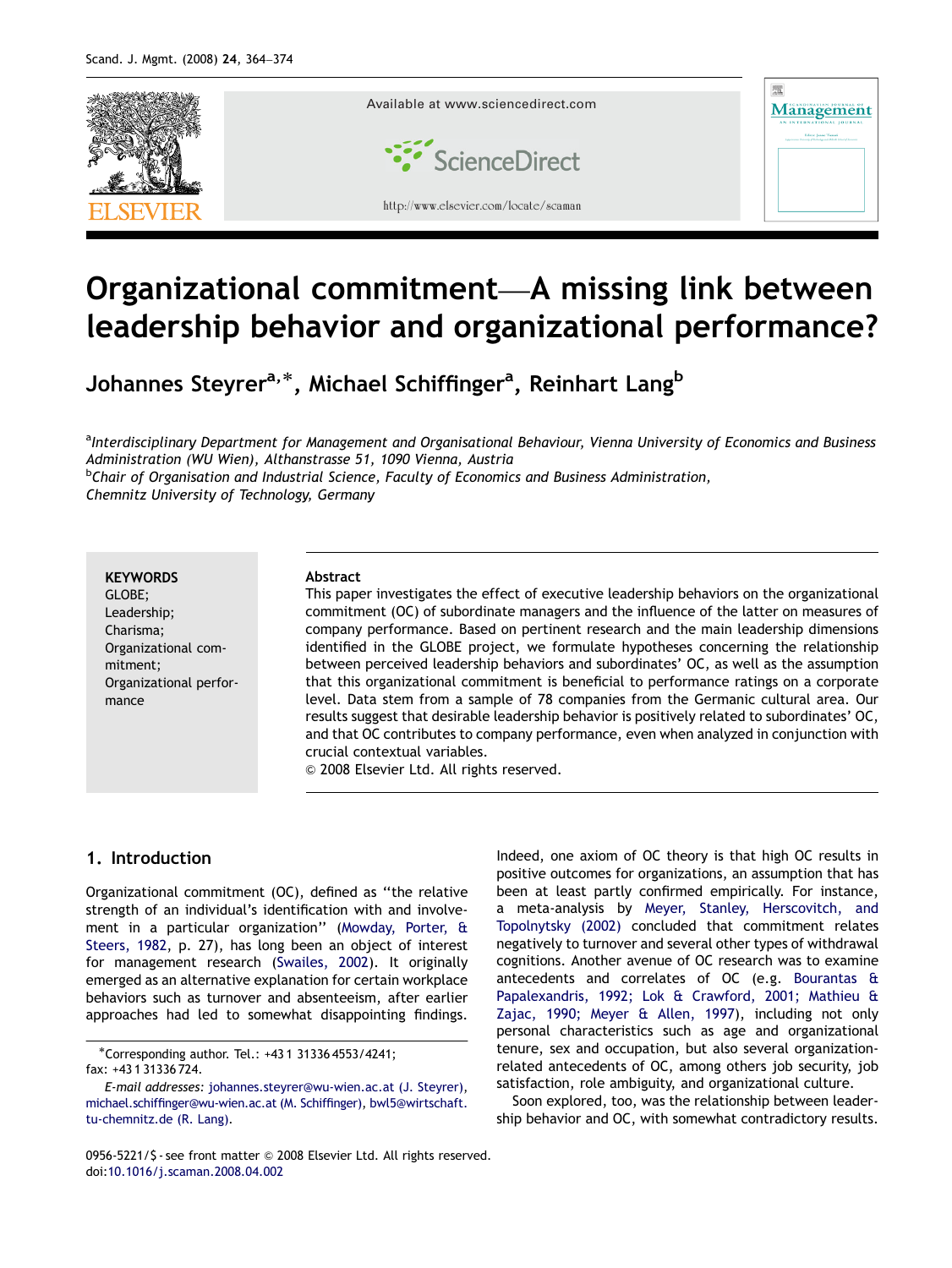# Organizational commitment—A missing link between leadership behavior and organizational performance?

Johannes Steyrer[a,*], Michael Schiffinger[a], Reinhart Lang[b]

[a] *Interdisciplinary Department for Management and Organisational Behaviour, Vienna University of Economics and Business Administration (WU Wien), Althanstrasse 51, 1090 Vienna, Austria*

[b] *Chair of Organisation and Industrial Science, Faculty of Economics and Business Administration, Chemnitz University of Technology, Germany*

**KEYWORDS**
GLOBE;
Leadership;
Charisma;
Organizational commitment;
Organizational performance

**Abstract**

This paper investigates the effect of executive leadership behaviors on the organizational commitment (OC) of subordinate managers and the influence of the latter on measures of company performance. Based on pertinent research and the main leadership dimensions identified in the GLOBE project, we formulate hypotheses concerning the relationship between perceived leadership behaviors and subordinates' OC, as well as the assumption that this organizational commitment is beneficial to performance ratings on a corporate level. Data stem from a sample of 78 companies from the Germanic cultural area. Our results suggest that desirable leadership behavior is positively related to subordinates' OC, and that OC contributes to company performance, even when analyzed in conjunction with crucial contextual variables.

© 2008 Elsevier Ltd. All rights reserved.

## 1. Introduction

Organizational commitment (OC), defined as "the relative strength of an individual's identification with and involvement in a particular organization" (Mowday, Porter, & Steers, 1982, p. 27), has long been an object of interest for management research (Swailes, 2002). It originally emerged as an alternative explanation for certain workplace behaviors such as turnover and absenteeism, after earlier approaches had led to somewhat disappointing findings. Indeed, one axiom of OC theory is that high OC results in positive outcomes for organizations, an assumption that has been at least partly confirmed empirically. For instance, a meta-analysis by Meyer, Stanley, Herscovitch, and Topolnytsky (2002) concluded that commitment relates negatively to turnover and several other types of withdrawal cognitions. Another avenue of OC research was to examine antecedents and correlates of OC (e.g. Bourantas & Papalexandris, 1992; Lok & Crawford, 2001; Mathieu & Zajac, 1990; Meyer & Allen, 1997), including not only personal characteristics such as age and organizational tenure, sex and occupation, but also several organization-related antecedents of OC, among others job security, job satisfaction, role ambiguity, and organizational culture.

Soon explored, too, was the relationship between leadership behavior and OC, with somewhat contradictory results.

*Corresponding author. Tel.: +43 1 31336 4553/4241; fax: +43 1 31336 724.

*E-mail addresses:* johannes.steyrer@wu-wien.ac.at (J. Steyrer), michael.schiffinger@wu-wien.ac.at (M. Schiffinger), bwl5@wirtschaft.tu-chemnitz.de (R. Lang).

0956-5221/$ - see front matter © 2008 Elsevier Ltd. All rights reserved.
doi:10.1016/j.scaman.2008.04.002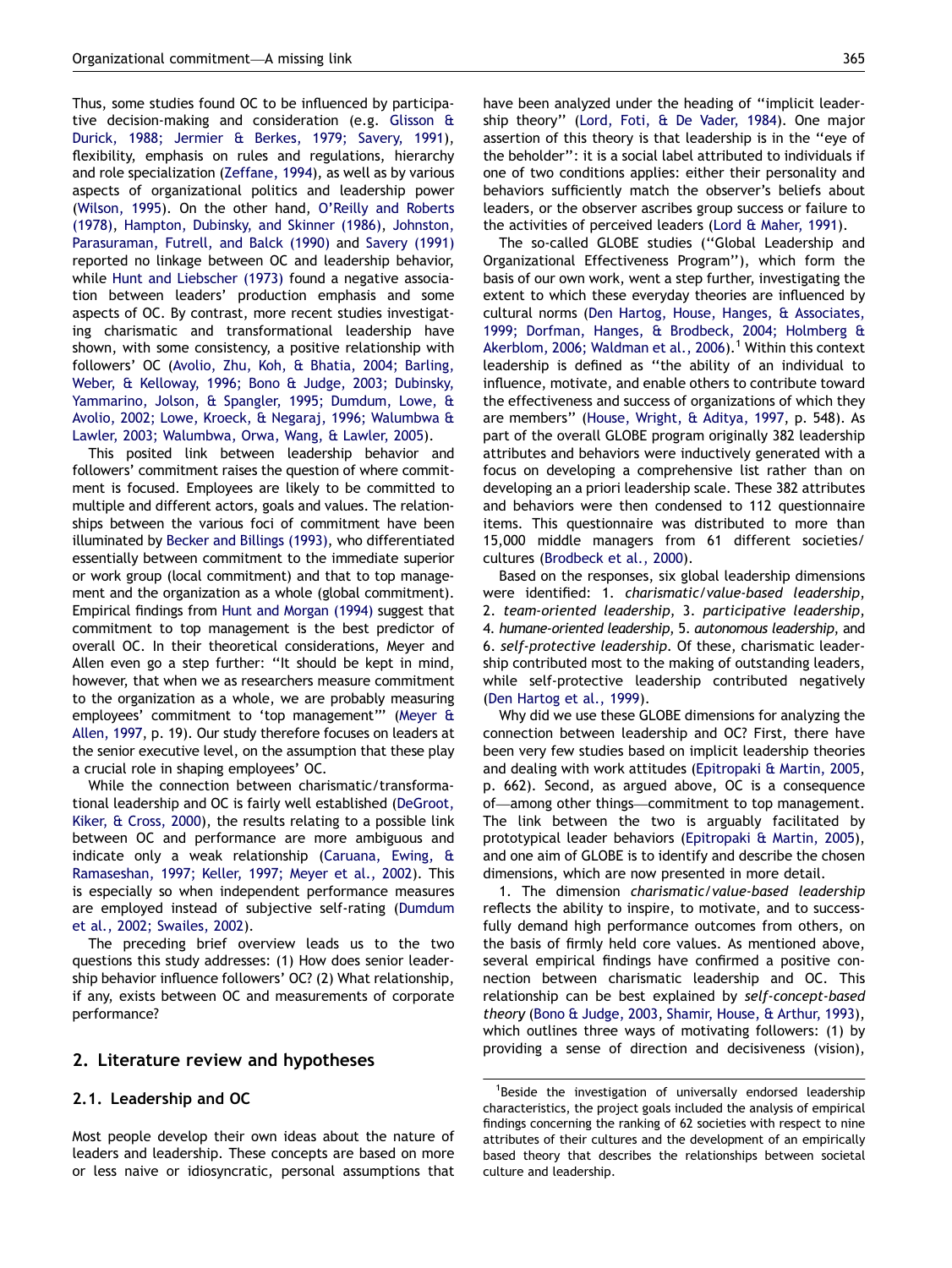Thus, some studies found OC to be influenced by participative decision-making and consideration (e.g. Glisson & Durick, 1988; Jermier & Berkes, 1979; Savery, 1991), flexibility, emphasis on rules and regulations, hierarchy and role specialization (Zeffane, 1994), as well as by various aspects of organizational politics and leadership power (Wilson, 1995). On the other hand, O'Reilly and Roberts (1978), Hampton, Dubinsky, and Skinner (1986), Johnston, Parasuraman, Futrell, and Balck (1990) and Savery (1991) reported no linkage between OC and leadership behavior, while Hunt and Liebscher (1973) found a negative association between leaders' production emphasis and some aspects of OC. By contrast, more recent studies investigating charismatic and transformational leadership have shown, with some consistency, a positive relationship with followers' OC (Avolio, Zhu, Koh, & Bhatia, 2004; Barling, Weber, & Kelloway, 1996; Bono & Judge, 2003; Dubinsky, Yammarino, Jolson, & Spangler, 1995; Dumdum, Lowe, & Avolio, 2002; Lowe, Kroeck, & Negaraj, 1996; Walumbwa & Lawler, 2003; Walumbwa, Orwa, Wang, & Lawler, 2005).

This posited link between leadership behavior and followers' commitment raises the question of where commitment is focused. Employees are likely to be committed to multiple and different actors, goals and values. The relationships between the various foci of commitment have been illuminated by Becker and Billings (1993), who differentiated essentially between commitment to the immediate superior or work group (local commitment) and that to top management and the organization as a whole (global commitment). Empirical findings from Hunt and Morgan (1994) suggest that commitment to top management is the best predictor of overall OC. In their theoretical considerations, Meyer and Allen even go a step further: "It should be kept in mind, however, that when we as researchers measure commitment to the organization as a whole, we are probably measuring employees' commitment to 'top management'" (Meyer & Allen, 1997, p. 19). Our study therefore focuses on leaders at the senior executive level, on the assumption that these play a crucial role in shaping employees' OC.

While the connection between charismatic/transformational leadership and OC is fairly well established (DeGroot, Kiker, & Cross, 2000), the results relating to a possible link between OC and performance are more ambiguous and indicate only a weak relationship (Caruana, Ewing, & Ramaseshan, 1997; Keller, 1997; Meyer et al., 2002). This is especially so when independent performance measures are employed instead of subjective self-rating (Dumdum et al., 2002; Swailes, 2002).

The preceding brief overview leads us to the two questions this study addresses: (1) How does senior leadership behavior influence followers' OC? (2) What relationship, if any, exists between OC and measurements of corporate performance?

## 2. Literature review and hypotheses

### 2.1. Leadership and OC

Most people develop their own ideas about the nature of leaders and leadership. These concepts are based on more or less naive or idiosyncratic, personal assumptions that have been analyzed under the heading of "implicit leadership theory" (Lord, Foti, & De Vader, 1984). One major assertion of this theory is that leadership is in the "eye of the beholder": it is a social label attributed to individuals if one of two conditions applies: either their personality and behaviors sufficiently match the observer's beliefs about leaders, or the observer ascribes group success or failure to the activities of perceived leaders (Lord & Maher, 1991).

The so-called GLOBE studies ("Global Leadership and Organizational Effectiveness Program"), which form the basis of our own work, went a step further, investigating the extent to which these everyday theories are influenced by cultural norms (Den Hartog, House, Hanges, & Associates, 1999; Dorfman, Hanges, & Brodbeck, 2004; Holmberg & Akerblom, 2006; Waldman et al., 2006).[1] Within this context leadership is defined as "the ability of an individual to influence, motivate, and enable others to contribute toward the effectiveness and success of organizations of which they are members" (House, Wright, & Aditya, 1997, p. 548). As part of the overall GLOBE program originally 382 leadership attributes and behaviors were inductively generated with a focus on developing a comprehensive list rather than on developing an a priori leadership scale. These 382 attributes and behaviors were then condensed to 112 questionnaire items. This questionnaire was distributed to more than 15,000 middle managers from 61 different societies/cultures (Brodbeck et al., 2000).

Based on the responses, six global leadership dimensions were identified: 1. *charismatic/value-based leadership*, 2. *team-oriented leadership*, 3. *participative leadership*, 4. *humane-oriented leadership*, 5. *autonomous leadership*, and 6. *self-protective leadership*. Of these, charismatic leadership contributed most to the making of outstanding leaders, while self-protective leadership contributed negatively (Den Hartog et al., 1999).

Why did we use these GLOBE dimensions for analyzing the connection between leadership and OC? First, there have been very few studies based on implicit leadership theories and dealing with work attitudes (Epitropaki & Martin, 2005, p. 662). Second, as argued above, OC is a consequence of—among other things—commitment to top management. The link between the two is arguably facilitated by prototypical leader behaviors (Epitropaki & Martin, 2005), and one aim of GLOBE is to identify and describe the chosen dimensions, which are now presented in more detail.

1. The dimension *charismatic/value-based leadership* reflects the ability to inspire, to motivate, and to successfully demand high performance outcomes from others, on the basis of firmly held core values. As mentioned above, several empirical findings have confirmed a positive connection between charismatic leadership and OC. This relationship can be best explained by *self-concept-based theory* (Bono & Judge, 2003, Shamir, House, & Arthur, 1993), which outlines three ways of motivating followers: (1) by providing a sense of direction and decisiveness (vision),

[1] Beside the investigation of universally endorsed leadership characteristics, the project goals included the analysis of empirical findings concerning the ranking of 62 societies with respect to nine attributes of their cultures and the development of an empirically based theory that describes the relationships between societal culture and leadership.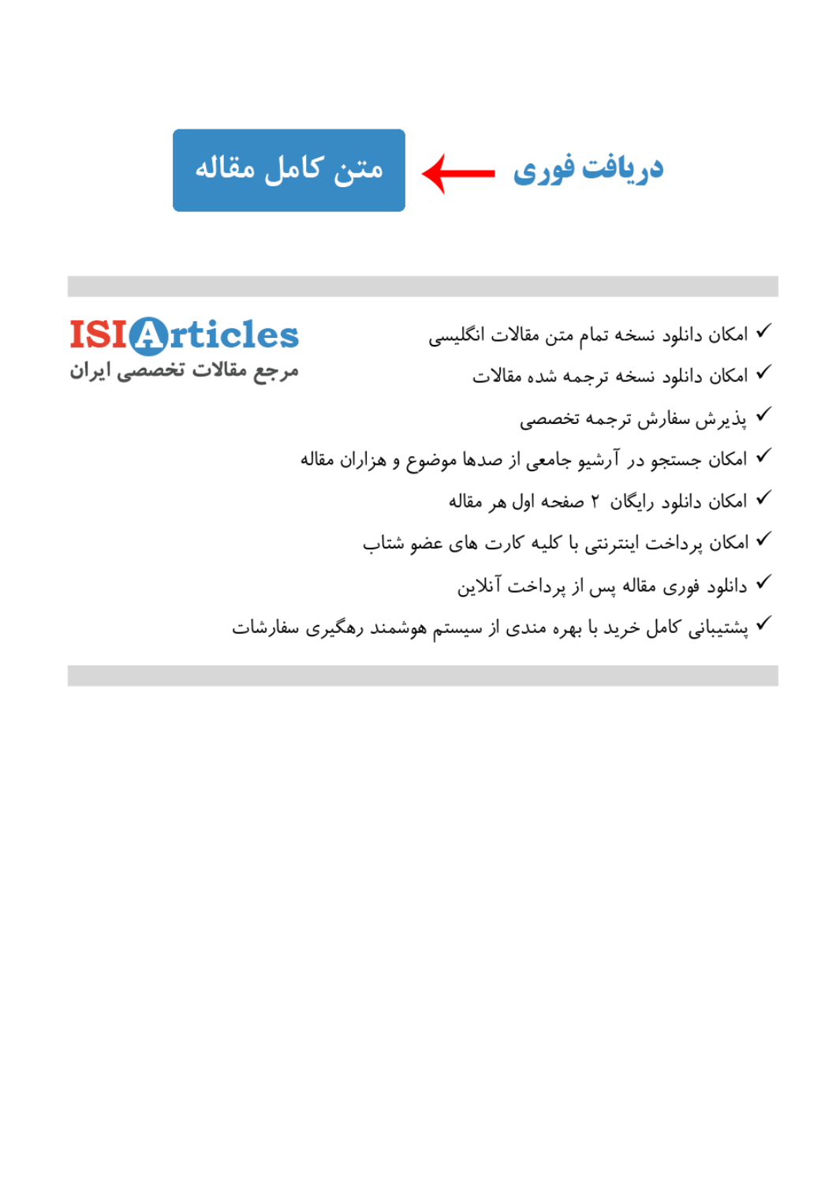دریافت فوری ← **متن کامل مقاله**

**ISIArticles**
مرجع مقالات تخصصی ایران

- ✓ امکان دانلود نسخه تمام متن مقالات انگلیسی
- ✓ امکان دانلود نسخه ترجمه شده مقالات
- ✓ پذیرش سفارش ترجمه تخصصی
- ✓ امکان جستجو در آرشیو جامعی از صدها موضوع و هزاران مقاله
- ✓ امکان دانلود رایگان ۲ صفحه اول هر مقاله
- ✓ امکان پرداخت اینترنتی با کلیه کارت های عضو شتاب
- ✓ دانلود فوری مقاله پس از پرداخت آنلاین
- ✓ پشتیبانی کامل خرید با بهره مندی از سیستم هوشمند رهگیری سفارشات